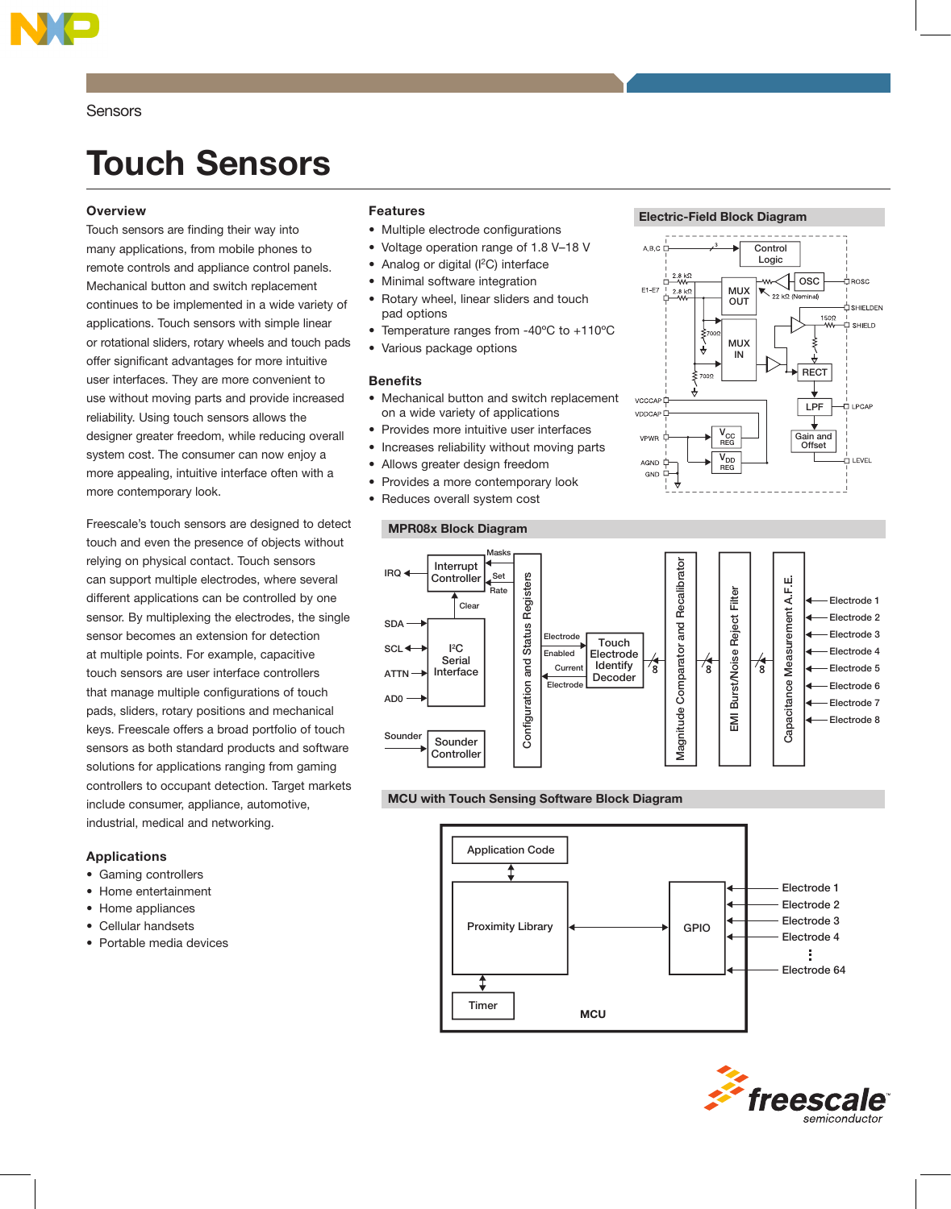Sensors

# Touch Sensors

## Overview

Touch sensors are finding their way into many applications, from mobile phones to remote controls and appliance control panels. Mechanical button and switch replacement continues to be implemented in a wide variety of applications. Touch sensors with simple linear or rotational sliders, rotary wheels and touch pads offer significant advantages for more intuitive user interfaces. They are more convenient to use without moving parts and provide increased reliability. Using touch sensors allows the designer greater freedom, while reducing overall system cost. The consumer can now enjoy a more appealing, intuitive interface often with a more contemporary look.

Freescale's touch sensors are designed to detect touch and even the presence of objects without relying on physical contact. Touch sensors can support multiple electrodes, where several different applications can be controlled by one sensor. By multiplexing the electrodes, the single sensor becomes an extension for detection at multiple points. For example, capacitive touch sensors are user interface controllers that manage multiple configurations of touch pads, sliders, rotary positions and mechanical keys. Freescale offers a broad portfolio of touch sensors as both standard products and software solutions for applications ranging from gaming controllers to occupant detection. Target markets include consumer, appliance, automotive, industrial, medical and networking.

## Applications

- Gaming controllers
- Home entertainment
- Home appliances
- Cellular handsets
- Portable media devices

## Features

- Multiple electrode configurations
- Voltage operation range of 1.8 V–18 V
- Analog or digital (I²C) interface
- Minimal software integration
- Rotary wheel, linear sliders and touch pad options
- Temperature ranges from -40ºC to +110ºC
- Various package options

## Benefits

- Mechanical button and switch replacement on a wide variety of applications
- Provides more intuitive user interfaces
- Increases reliability without moving parts
- Allows greater design freedom
- Provides a more contemporary look
- Reduces overall system cost

### Electric-Field Block Diagram

### MPR08x Block Diagram

### MCU with Touch Sensing Software Block Diagram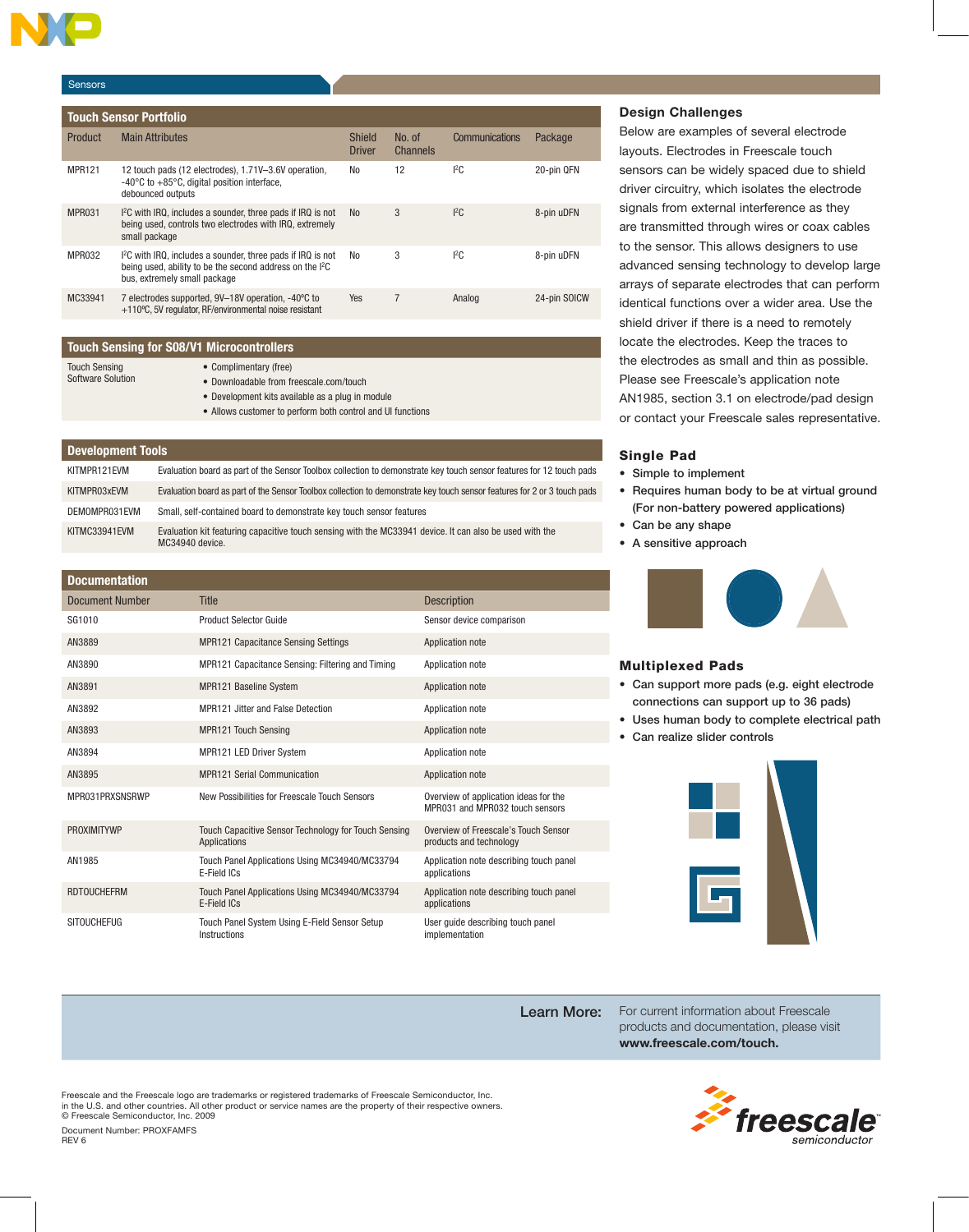Sensors

## Touch Sensor Portfolio

| Product | Main Attributes | Shield Driver | No. of Channels | Communications | Package |
|---|---|---|---|---|---|
| MPR121 | 12 touch pads (12 electrodes), 1.71V–3.6V operation, -40°C to +85°C, digital position interface, debounced outputs | No | 12 | I²C | 20-pin QFN |
| MPR031 | I²C with IRQ, includes a sounder, three pads if IRQ is not being used, controls two electrodes with IRQ, extremely small package | No | 3 | I²C | 8-pin uDFN |
| MPR032 | I²C with IRQ, includes a sounder, three pads if IRQ is not being used, ability to be the second address on the I²C bus, extremely small package | No | 3 | I²C | 8-pin uDFN |
| MC33941 | 7 electrodes supported, 9V–18V operation, -40ºC to +110ºC, 5V regulator, RF/environmental noise resistant | Yes | 7 | Analog | 24-pin SOICW |

## Touch Sensing for S08/V1 Microcontrollers

| | |
|---|---|
| Touch Sensing Software Solution | • Complimentary (free)<br>• Downloadable from freescale.com/touch<br>• Development kits available as a plug in module<br>• Allows customer to perform both control and UI functions |

## Development Tools

| | |
|---|---|
| KITMPR121EVM | Evaluation board as part of the Sensor Toolbox collection to demonstrate key touch sensor features for 12 touch pads |
| KITMPR03xEVM | Evaluation board as part of the Sensor Toolbox collection to demonstrate key touch sensor features for 2 or 3 touch pads |
| DEMOMPR031EVM | Small, self-contained board to demonstrate key touch sensor features |
| KITMC33941EVM | Evaluation kit featuring capacitive touch sensing with the MC33941 device. It can also be used with the MC34940 device. |

## Documentation

| Document Number | Title | Description |
|---|---|---|
| SG1010 | Product Selector Guide | Sensor device comparison |
| AN3889 | MPR121 Capacitance Sensing Settings | Application note |
| AN3890 | MPR121 Capacitance Sensing: Filtering and Timing | Application note |
| AN3891 | MPR121 Baseline System | Application note |
| AN3892 | MPR121 Jitter and False Detection | Application note |
| AN3893 | MPR121 Touch Sensing | Application note |
| AN3894 | MPR121 LED Driver System | Application note |
| AN3895 | MPR121 Serial Communication | Application note |
| MPR031PRXSNSRWP | New Possibilities for Freescale Touch Sensors | Overview of application ideas for the MPR031 and MPR032 touch sensors |
| PROXIMITYWP | Touch Capacitive Sensor Technology for Touch Sensing Applications | Overview of Freescale's Touch Sensor products and technology |
| AN1985 | Touch Panel Applications Using MC34940/MC33794 E-Field ICs | Application note describing touch panel applications |
| RDTOUCHEFRM | Touch Panel Applications Using MC34940/MC33794 E-Field ICs | Application note describing touch panel applications |
| SITOUCHEFUG | Touch Panel System Using E-Field Sensor Setup Instructions | User guide describing touch panel implementation |

### Design Challenges

Below are examples of several electrode layouts. Electrodes in Freescale touch sensors can be widely spaced due to shield driver circuitry, which isolates the electrode signals from external interference as they are transmitted through wires or coax cables to the sensor. This allows designers to use advanced sensing technology to develop large arrays of separate electrodes that can perform identical functions over a wider area. Use the shield driver if there is a need to remotely locate the electrodes. Keep the traces to the electrodes as small and thin as possible. Please see Freescale's application note AN1985, section 3.1 on electrode/pad design or contact your Freescale sales representative.

### Single Pad

- Simple to implement
- Requires human body to be at virtual ground (For non-battery powered applications)
- Can be any shape
- A sensitive approach

### Multiplexed Pads

- Can support more pads (e.g. eight electrode connections can support up to 36 pads)
- Uses human body to complete electrical path
- Can realize slider controls

**Learn More:** For current information about Freescale products and documentation, please visit **www.freescale.com/touch.**

Freescale and the Freescale logo are trademarks or registered trademarks of Freescale Semiconductor, Inc. in the U.S. and other countries. All other product or service names are the property of their respective owners. © Freescale Semiconductor, Inc. 2009

Document Number: PROXFAMFS
REV 6